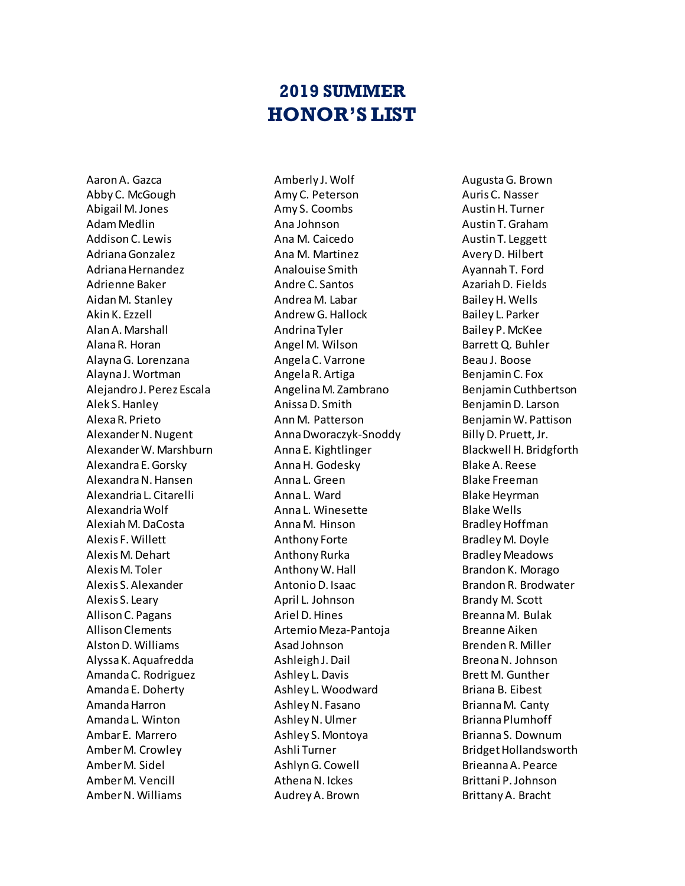# 2019 SUMMER
# HONOR'S LIST

Aaron A. Gazca
Abby C. McGough
Abigail M. Jones
Adam Medlin
Addison C. Lewis
Adriana Gonzalez
Adriana Hernandez
Adrienne Baker
Aidan M. Stanley
Akin K. Ezzell
Alan A. Marshall
Alana R. Horan
Alayna G. Lorenzana
Alayna J. Wortman
Alejandro J. Perez Escala
Alek S. Hanley
Alexa R. Prieto
Alexander N. Nugent
Alexander W. Marshburn
Alexandra E. Gorsky
Alexandra N. Hansen
Alexandria L. Citarelli
Alexandria Wolf
Alexiah M. DaCosta
Alexis F. Willett
Alexis M. Dehart
Alexis M. Toler
Alexis S. Alexander
Alexis S. Leary
Allison C. Pagans
Allison Clements
Alston D. Williams
Alyssa K. Aquafredda
Amanda C. Rodriguez
Amanda E. Doherty
Amanda Harron
Amanda L. Winton
Ambar E. Marrero
Amber M. Crowley
Amber M. Sidel
Amber M. Vencill
Amber N. Williams
Amberly J. Wolf
Amy C. Peterson
Amy S. Coombs
Ana Johnson
Ana M. Caicedo
Ana M. Martinez
Analouise Smith
Andre C. Santos
Andrea M. Labar
Andrew G. Hallock
Andrina Tyler
Angel M. Wilson
Angela C. Varrone
Angela R. Artiga
Angelina M. Zambrano
Anissa D. Smith
Ann M. Patterson
Anna Dworaczyk-Snoddy
Anna E. Kightlinger
Anna H. Godesky
Anna L. Green
Anna L. Ward
Anna L. Winesette
Anna M. Hinson
Anthony Forte
Anthony Rurka
Anthony W. Hall
Antonio D. Isaac
April L. Johnson
Ariel D. Hines
Artemio Meza-Pantoja
Asad Johnson
Ashleigh J. Dail
Ashley L. Davis
Ashley L. Woodward
Ashley N. Fasano
Ashley N. Ulmer
Ashley S. Montoya
Ashli Turner
Ashlyn G. Cowell
Athena N. Ickes
Audrey A. Brown
Augusta G. Brown
Auris C. Nasser
Austin H. Turner
Austin T. Graham
Austin T. Leggett
Avery D. Hilbert
Ayannah T. Ford
Azariah D. Fields
Bailey H. Wells
Bailey L. Parker
Bailey P. McKee
Barrett Q. Buhler
Beau J. Boose
Benjamin C. Fox
Benjamin Cuthbertson
Benjamin D. Larson
Benjamin W. Pattison
Billy D. Pruett, Jr.
Blackwell H. Bridgforth
Blake A. Reese
Blake Freeman
Blake Heyrman
Blake Wells
Bradley Hoffman
Bradley M. Doyle
Bradley Meadows
Brandon K. Morago
Brandon R. Brodwater
Brandy M. Scott
Breanna M. Bulak
Breanne Aiken
Brenden R. Miller
Breona N. Johnson
Brett M. Gunther
Briana B. Eibest
Brianna M. Canty
Brianna Plumhoff
Brianna S. Downum
Bridget Hollandsworth
Brieanna A. Pearce
Brittani P. Johnson
Brittany A. Bracht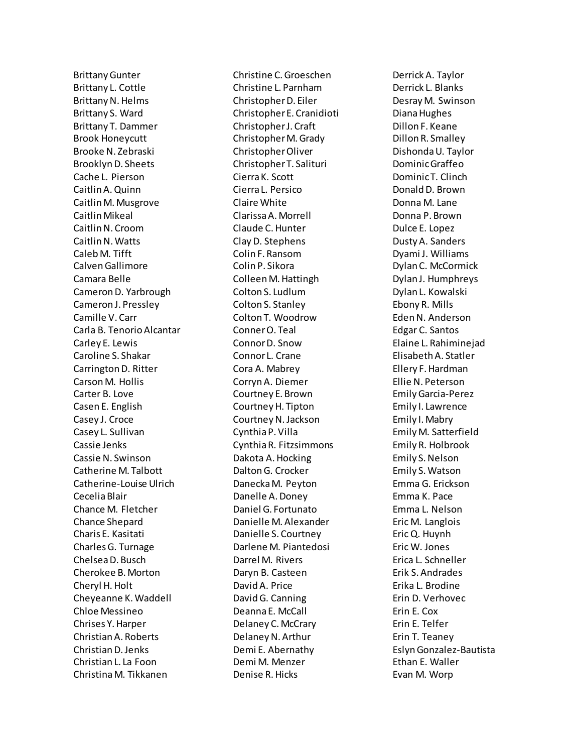Brittany Gunter
Brittany L. Cottle
Brittany N. Helms
Brittany S. Ward
Brittany T. Dammer
Brook Honeycutt
Brooke N. Zebraski
Brooklyn D. Sheets
Cache L. Pierson
Caitlin A. Quinn
Caitlin M. Musgrove
Caitlin Mikeal
Caitlin N. Croom
Caitlin N. Watts
Caleb M. Tifft
Calven Gallimore
Camara Belle
Cameron D. Yarbrough
Cameron J. Pressley
Camille V. Carr
Carla B. Tenorio Alcantar
Carley E. Lewis
Caroline S. Shakar
Carrington D. Ritter
Carson M. Hollis
Carter B. Love
Casen E. English
Casey J. Croce
Casey L. Sullivan
Cassie Jenks
Cassie N. Swinson
Catherine M. Talbott
Catherine-Louise Ulrich
Cecelia Blair
Chance M. Fletcher
Chance Shepard
Charis E. Kasitati
Charles G. Turnage
Chelsea D. Busch
Cherokee B. Morton
Cheryl H. Holt
Cheyeanne K. Waddell
Chloe Messineo
Chrises Y. Harper
Christian A. Roberts
Christian D. Jenks
Christian L. La Foon
Christina M. Tikkanen
Christine C. Groeschen
Christine L. Parnham
Christopher D. Eiler
Christopher E. Cranidioti
Christopher J. Craft
Christopher M. Grady
Christopher Oliver
Christopher T. Salituri
Cierra K. Scott
Cierra L. Persico
Claire White
Clarissa A. Morrell
Claude C. Hunter
Clay D. Stephens
Colin F. Ransom
Colin P. Sikora
Colleen M. Hattingh
Colton S. Ludlum
Colton S. Stanley
Colton T. Woodrow
Conner O. Teal
Connor D. Snow
Connor L. Crane
Cora A. Mabrey
Corryn A. Diemer
Courtney E. Brown
Courtney H. Tipton
Courtney N. Jackson
Cynthia P. Villa
Cynthia R. Fitzsimmons
Dakota A. Hocking
Dalton G. Crocker
Danecka M. Peyton
Danelle A. Doney
Daniel G. Fortunato
Danielle M. Alexander
Danielle S. Courtney
Darlene M. Piantedosi
Darrel M. Rivers
Daryn B. Casteen
David A. Price
David G. Canning
Deanna E. McCall
Delaney C. McCrary
Delaney N. Arthur
Demi E. Abernathy
Demi M. Menzer
Denise R. Hicks
Derrick A. Taylor
Derrick L. Blanks
Desray M. Swinson
Diana Hughes
Dillon F. Keane
Dillon R. Smalley
Dishonda U. Taylor
Dominic Graffeo
Dominic T. Clinch
Donald D. Brown
Donna M. Lane
Donna P. Brown
Dulce E. Lopez
Dusty A. Sanders
Dyami J. Williams
Dylan C. McCormick
Dylan J. Humphreys
Dylan L. Kowalski
Ebony R. Mills
Eden N. Anderson
Edgar C. Santos
Elaine L. Rahiminejad
Elisabeth A. Statler
Ellery F. Hardman
Ellie N. Peterson
Emily Garcia-Perez
Emily I. Lawrence
Emily I. Mabry
Emily M. Satterfield
Emily R. Holbrook
Emily S. Nelson
Emily S. Watson
Emma G. Erickson
Emma K. Pace
Emma L. Nelson
Eric M. Langlois
Eric Q. Huynh
Eric W. Jones
Erica L. Schneller
Erik S. Andrades
Erika L. Brodine
Erin D. Verhovec
Erin E. Cox
Erin E. Telfer
Erin T. Teaney
Eslyn Gonzalez-Bautista
Ethan E. Waller
Evan M. Worp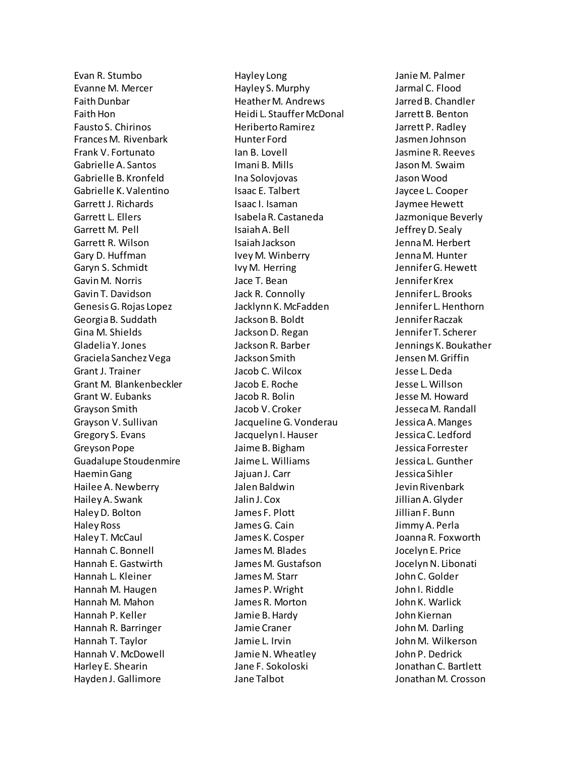Evan R. Stumbo
Evanne M. Mercer
Faith Dunbar
Faith Hon
Fausto S. Chirinos
Frances M. Rivenbark
Frank V. Fortunato
Gabrielle A. Santos
Gabrielle B. Kronfeld
Gabrielle K. Valentino
Garrett J. Richards
Garrett L. Ellers
Garrett M. Pell
Garrett R. Wilson
Gary D. Huffman
Garyn S. Schmidt
Gavin M. Norris
Gavin T. Davidson
Genesis G. Rojas Lopez
Georgia B. Suddath
Gina M. Shields
Gladelia Y. Jones
Graciela Sanchez Vega
Grant J. Trainer
Grant M. Blankenbeckler
Grant W. Eubanks
Grayson Smith
Grayson V. Sullivan
Gregory S. Evans
Greyson Pope
Guadalupe Stoudenmire
Haemin Gang
Hailee A. Newberry
Hailey A. Swank
Haley D. Bolton
Haley Ross
Haley T. McCaul
Hannah C. Bonnell
Hannah E. Gastwirth
Hannah L. Kleiner
Hannah M. Haugen
Hannah M. Mahon
Hannah P. Keller
Hannah R. Barringer
Hannah T. Taylor
Hannah V. McDowell
Harley E. Shearin
Hayden J. Gallimore
Hayley Long
Hayley S. Murphy
Heather M. Andrews
Heidi L. Stauffer McDonal
Heriberto Ramirez
Hunter Ford
Ian B. Lovell
Imani B. Mills
Ina Solovjovas
Isaac E. Talbert
Isaac I. Isaman
Isabela R. Castaneda
Isaiah A. Bell
Isaiah Jackson
Ivey M. Winberry
Ivy M. Herring
Jace T. Bean
Jack R. Connolly
Jacklynn K. McFadden
Jackson B. Boldt
Jackson D. Regan
Jackson R. Barber
Jackson Smith
Jacob C. Wilcox
Jacob E. Roche
Jacob R. Bolin
Jacob V. Croker
Jacqueline G. Vonderau
Jacquelyn I. Hauser
Jaime B. Bigham
Jaime L. Williams
Jajuan J. Carr
Jalen Baldwin
Jalin J. Cox
James F. Plott
James G. Cain
James K. Cosper
James M. Blades
James M. Gustafson
James M. Starr
James P. Wright
James R. Morton
Jamie B. Hardy
Jamie Craner
Jamie L. Irvin
Jamie N. Wheatley
Jane F. Sokoloski
Jane Talbot
Janie M. Palmer
Jarmal C. Flood
Jarred B. Chandler
Jarrett B. Benton
Jarrett P. Radley
Jasmen Johnson
Jasmine R. Reeves
Jason M. Swaim
Jason Wood
Jaycee L. Cooper
Jaymee Hewett
Jazmonique Beverly
Jeffrey D. Sealy
Jenna M. Herbert
Jenna M. Hunter
Jennifer G. Hewett
Jennifer Krex
Jennifer L. Brooks
Jennifer L. Henthorn
Jennifer Raczak
Jennifer T. Scherer
Jennings K. Boukather
Jensen M. Griffin
Jesse L. Deda
Jesse L. Willson
Jesse M. Howard
Jesseca M. Randall
Jessica A. Manges
Jessica C. Ledford
Jessica Forrester
Jessica L. Gunther
Jessica Sihler
Jevin Rivenbark
Jillian A. Glyder
Jillian F. Bunn
Jimmy A. Perla
Joanna R. Foxworth
Jocelyn E. Price
Jocelyn N. Libonati
John C. Golder
John I. Riddle
John K. Warlick
John Kiernan
John M. Darling
John M. Wilkerson
John P. Dedrick
Jonathan C. Bartlett
Jonathan M. Crosson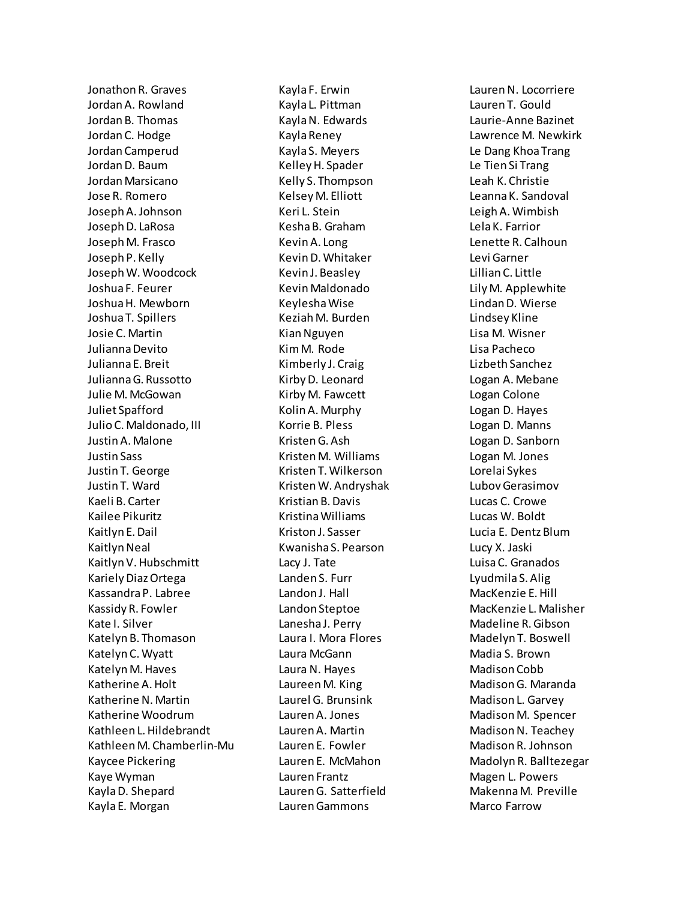Jonathon R. Graves
Jordan A. Rowland
Jordan B. Thomas
Jordan C. Hodge
Jordan Camperud
Jordan D. Baum
Jordan Marsicano
Jose R. Romero
Joseph A. Johnson
Joseph D. LaRosa
Joseph M. Frasco
Joseph P. Kelly
Joseph W. Woodcock
Joshua F. Feurer
Joshua H. Mewborn
Joshua T. Spillers
Josie C. Martin
Julianna Devito
Julianna E. Breit
Julianna G. Russotto
Julie M. McGowan
Juliet Spafford
Julio C. Maldonado, III
Justin A. Malone
Justin Sass
Justin T. George
Justin T. Ward
Kaeli B. Carter
Kailee Pikuritz
Kaitlyn E. Dail
Kaitlyn Neal
Kaitlyn V. Hubschmitt
Kariely Diaz Ortega
Kassandra P. Labree
Kassidy R. Fowler
Kate I. Silver
Katelyn B. Thomason
Katelyn C. Wyatt
Katelyn M. Haves
Katherine A. Holt
Katherine N. Martin
Katherine Woodrum
Kathleen L. Hildebrandt
Kathleen M. Chamberlin-Mu
Kaycee Pickering
Kaye Wyman
Kayla D. Shepard
Kayla E. Morgan
Kayla F. Erwin
Kayla L. Pittman
Kayla N. Edwards
Kayla Reney
Kayla S. Meyers
Kelley H. Spader
Kelly S. Thompson
Kelsey M. Elliott
Keri L. Stein
Kesha B. Graham
Kevin A. Long
Kevin D. Whitaker
Kevin J. Beasley
Kevin Maldonado
Keylesha Wise
Keziah M. Burden
Kian Nguyen
Kim M. Rode
Kimberly J. Craig
Kirby D. Leonard
Kirby M. Fawcett
Kolin A. Murphy
Korrie B. Pless
Kristen G. Ash
Kristen M. Williams
Kristen T. Wilkerson
Kristen W. Andryshak
Kristian B. Davis
Kristina Williams
Kriston J. Sasser
Kwanisha S. Pearson
Lacy J. Tate
Landen S. Furr
Landon J. Hall
Landon Steptoe
Lanesha J. Perry
Laura I. Mora Flores
Laura McGann
Laura N. Hayes
Laureen M. King
Laurel G. Brunsink
Lauren A. Jones
Lauren A. Martin
Lauren E. Fowler
Lauren E. McMahon
Lauren Frantz
Lauren G. Satterfield
Lauren Gammons
Lauren N. Locorriere
Lauren T. Gould
Laurie-Anne Bazinet
Lawrence M. Newkirk
Le Dang Khoa Trang
Le Tien Si Trang
Leah K. Christie
Leanna K. Sandoval
Leigh A. Wimbish
Lela K. Farrior
Lenette R. Calhoun
Levi Garner
Lillian C. Little
Lily M. Applewhite
Lindan D. Wierse
Lindsey Kline
Lisa M. Wisner
Lisa Pacheco
Lizbeth Sanchez
Logan A. Mebane
Logan Colone
Logan D. Hayes
Logan D. Manns
Logan D. Sanborn
Logan M. Jones
Lorelai Sykes
Lubov Gerasimov
Lucas C. Crowe
Lucas W. Boldt
Lucia E. Dentz Blum
Lucy X. Jaski
Luisa C. Granados
Lyudmila S. Alig
MacKenzie E. Hill
MacKenzie L. Malisher
Madeline R. Gibson
Madelyn T. Boswell
Madia S. Brown
Madison Cobb
Madison G. Maranda
Madison L. Garvey
Madison M. Spencer
Madison N. Teachey
Madison R. Johnson
Madolyn R. Balltezegar
Magen L. Powers
Makenna M. Preville
Marco Farrow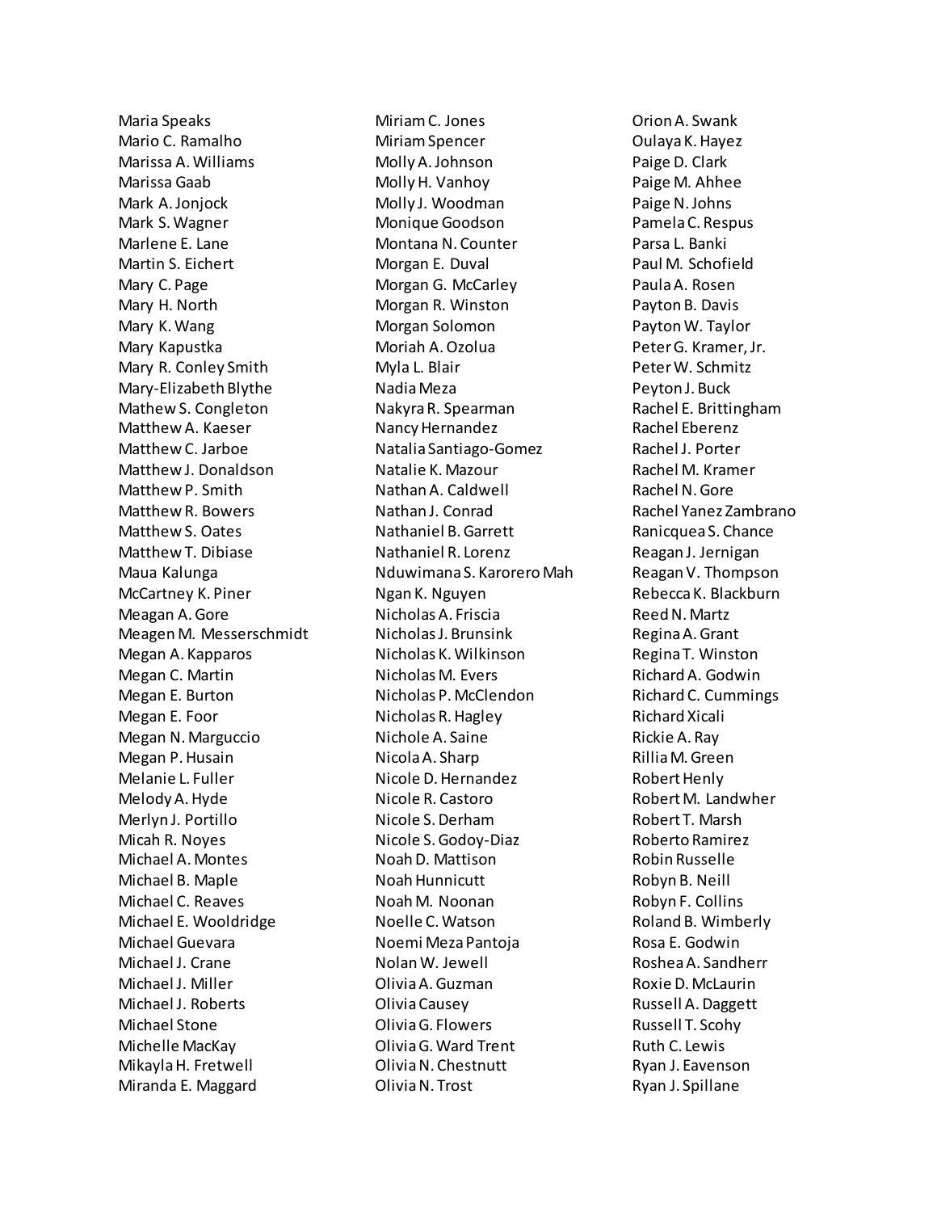Maria Speaks
Mario C. Ramalho
Marissa A. Williams
Marissa Gaab
Mark A. Jonjock
Mark S. Wagner
Marlene E. Lane
Martin S. Eichert
Mary C. Page
Mary H. North
Mary K. Wang
Mary Kapustka
Mary R. Conley Smith
Mary-Elizabeth Blythe
Mathew S. Congleton
Matthew A. Kaeser
Matthew C. Jarboe
Matthew J. Donaldson
Matthew P. Smith
Matthew R. Bowers
Matthew S. Oates
Matthew T. Dibiase
Maua Kalunga
McCartney K. Piner
Meagan A. Gore
Meagen M. Messerschmidt
Megan A. Kapparos
Megan C. Martin
Megan E. Burton
Megan E. Foor
Megan N. Marguccio
Megan P. Husain
Melanie L. Fuller
Melody A. Hyde
Merlyn J. Portillo
Micah R. Noyes
Michael A. Montes
Michael B. Maple
Michael C. Reaves
Michael E. Wooldridge
Michael Guevara
Michael J. Crane
Michael J. Miller
Michael J. Roberts
Michael Stone
Michelle MacKay
Mikayla H. Fretwell
Miranda E. Maggard
Miriam C. Jones
Miriam Spencer
Molly A. Johnson
Molly H. Vanhoy
Molly J. Woodman
Monique Goodson
Montana N. Counter
Morgan E. Duval
Morgan G. McCarley
Morgan R. Winston
Morgan Solomon
Moriah A. Ozolua
Myla L. Blair
Nadia Meza
Nakyra R. Spearman
Nancy Hernandez
Natalia Santiago-Gomez
Natalie K. Mazour
Nathan A. Caldwell
Nathan J. Conrad
Nathaniel B. Garrett
Nathaniel R. Lorenz
Nduwimana S. Karorero Mah
Ngan K. Nguyen
Nicholas A. Friscia
Nicholas J. Brunsink
Nicholas K. Wilkinson
Nicholas M. Evers
Nicholas P. McClendon
Nicholas R. Hagley
Nichole A. Saine
Nicola A. Sharp
Nicole D. Hernandez
Nicole R. Castoro
Nicole S. Derham
Nicole S. Godoy-Diaz
Noah D. Mattison
Noah Hunnicutt
Noah M. Noonan
Noelle C. Watson
Noemi Meza Pantoja
Nolan W. Jewell
Olivia A. Guzman
Olivia Causey
Olivia G. Flowers
Olivia G. Ward Trent
Olivia N. Chestnutt
Olivia N. Trost
Orion A. Swank
Oulaya K. Hayez
Paige D. Clark
Paige M. Ahhee
Paige N. Johns
Pamela C. Respus
Parsa L. Banki
Paul M. Schofield
Paula A. Rosen
Payton B. Davis
Payton W. Taylor
Peter G. Kramer, Jr.
Peter W. Schmitz
Peyton J. Buck
Rachel E. Brittingham
Rachel Eberenz
Rachel J. Porter
Rachel M. Kramer
Rachel N. Gore
Rachel Yanez Zambrano
Ranicquea S. Chance
Reagan J. Jernigan
Reagan V. Thompson
Rebecca K. Blackburn
Reed N. Martz
Regina A. Grant
Regina T. Winston
Richard A. Godwin
Richard C. Cummings
Richard Xicali
Rickie A. Ray
Rillia M. Green
Robert Henly
Robert M. Landwher
Robert T. Marsh
Roberto Ramirez
Robin Russelle
Robyn B. Neill
Robyn F. Collins
Roland B. Wimberly
Rosa E. Godwin
Roshea A. Sandherr
Roxie D. McLaurin
Russell A. Daggett
Russell T. Scohy
Ruth C. Lewis
Ryan J. Eavenson
Ryan J. Spillane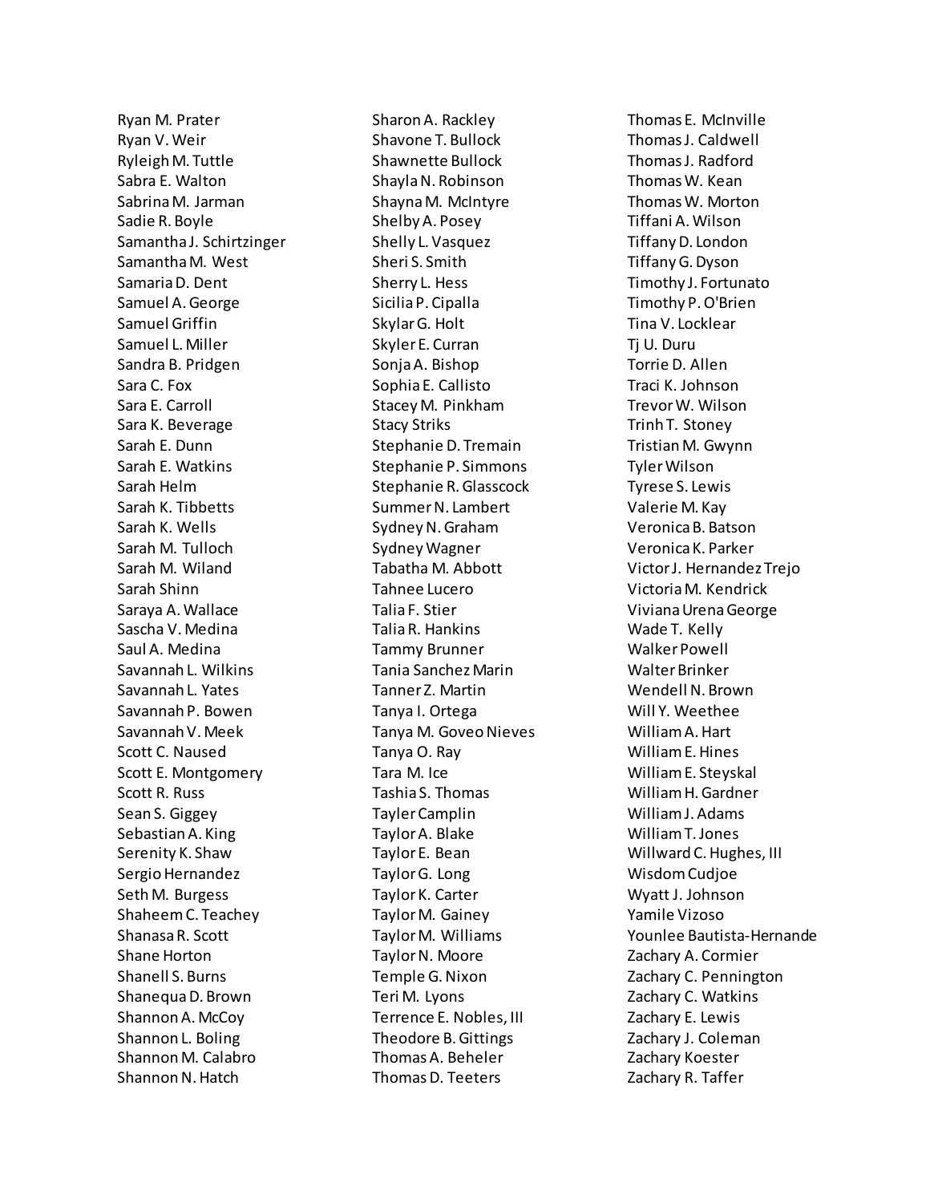Ryan M. Prater
Ryan V. Weir
Ryleigh M. Tuttle
Sabra E. Walton
Sabrina M. Jarman
Sadie R. Boyle
Samantha J. Schirtzinger
Samantha M. West
Samaria D. Dent
Samuel A. George
Samuel Griffin
Samuel L. Miller
Sandra B. Pridgen
Sara C. Fox
Sara E. Carroll
Sara K. Beverage
Sarah E. Dunn
Sarah E. Watkins
Sarah Helm
Sarah K. Tibbetts
Sarah K. Wells
Sarah M. Tulloch
Sarah M. Wiland
Sarah Shinn
Saraya A. Wallace
Sascha V. Medina
Saul A. Medina
Savannah L. Wilkins
Savannah L. Yates
Savannah P. Bowen
Savannah V. Meek
Scott C. Naused
Scott E. Montgomery
Scott R. Russ
Sean S. Giggey
Sebastian A. King
Serenity K. Shaw
Sergio Hernandez
Seth M. Burgess
Shaheem C. Teachey
Shanasa R. Scott
Shane Horton
Shanell S. Burns
Shanequa D. Brown
Shannon A. McCoy
Shannon L. Boling
Shannon M. Calabro
Shannon N. Hatch
Sharon A. Rackley
Shavone T. Bullock
Shawnette Bullock
Shayla N. Robinson
Shayna M. McIntyre
Shelby A. Posey
Shelly L. Vasquez
Sheri S. Smith
Sherry L. Hess
Sicilia P. Cipalla
Skylar G. Holt
Skyler E. Curran
Sonja A. Bishop
Sophia E. Callisto
Stacey M. Pinkham
Stacy Striks
Stephanie D. Tremain
Stephanie P. Simmons
Stephanie R. Glasscock
Summer N. Lambert
Sydney N. Graham
Sydney Wagner
Tabatha M. Abbott
Tahnee Lucero
Talia F. Stier
Talia R. Hankins
Tammy Brunner
Tania Sanchez Marin
Tanner Z. Martin
Tanya I. Ortega
Tanya M. Goveo Nieves
Tanya O. Ray
Tara M. Ice
Tashia S. Thomas
Tayler Camplin
Taylor A. Blake
Taylor E. Bean
Taylor G. Long
Taylor K. Carter
Taylor M. Gainey
Taylor M. Williams
Taylor N. Moore
Temple G. Nixon
Teri M. Lyons
Terrence E. Nobles, III
Theodore B. Gittings
Thomas A. Beheler
Thomas D. Teeters
Thomas E. McInville
Thomas J. Caldwell
Thomas J. Radford
Thomas W. Kean
Thomas W. Morton
Tiffani A. Wilson
Tiffany D. London
Tiffany G. Dyson
Timothy J. Fortunato
Timothy P. O'Brien
Tina V. Locklear
Tj U. Duru
Torrie D. Allen
Traci K. Johnson
Trevor W. Wilson
Trinh T. Stoney
Tristian M. Gwynn
Tyler Wilson
Tyrese S. Lewis
Valerie M. Kay
Veronica B. Batson
Veronica K. Parker
Victor J. Hernandez Trejo
Victoria M. Kendrick
Viviana Urena George
Wade T. Kelly
Walker Powell
Walter Brinker
Wendell N. Brown
Will Y. Weethee
William A. Hart
William E. Hines
William E. Steyskal
William H. Gardner
William J. Adams
William T. Jones
Willward C. Hughes, III
Wisdom Cudjoe
Wyatt J. Johnson
Yamile Vizoso
Younlee Bautista-Hernande
Zachary A. Cormier
Zachary C. Pennington
Zachary C. Watkins
Zachary E. Lewis
Zachary J. Coleman
Zachary Koester
Zachary R. Taffer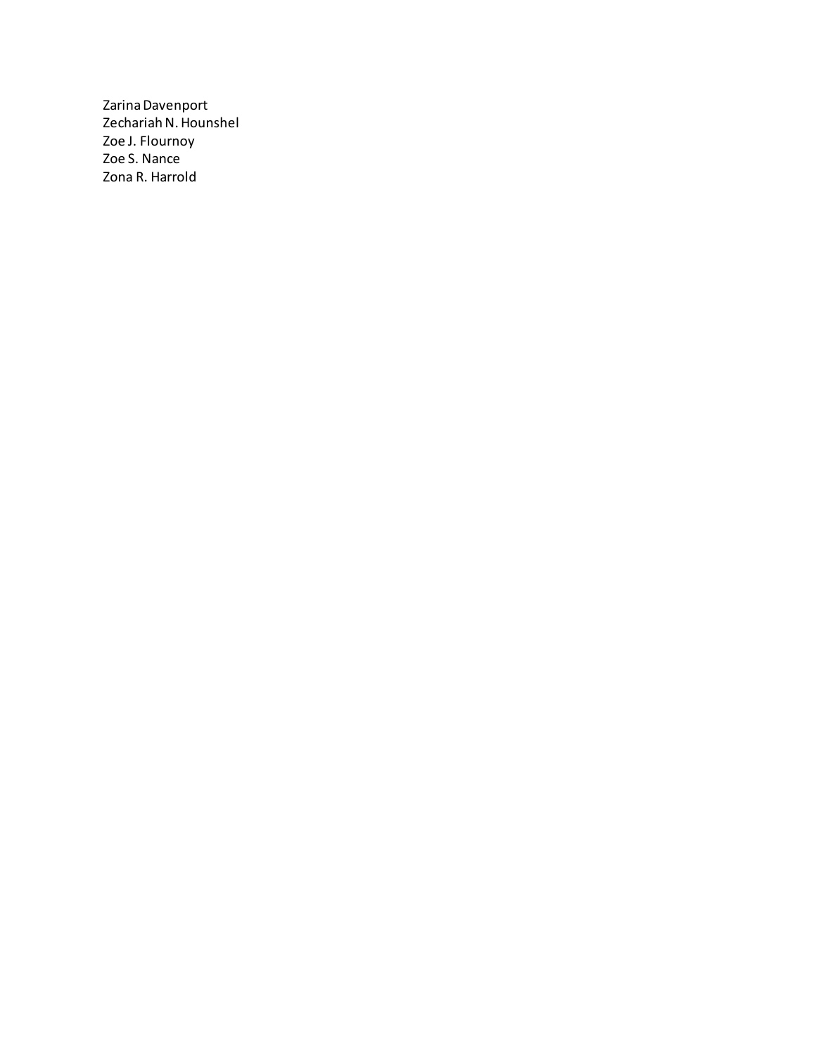Zarina Davenport
Zechariah N. Hounshel
Zoe J. Flournoy
Zoe S. Nance
Zona R. Harrold